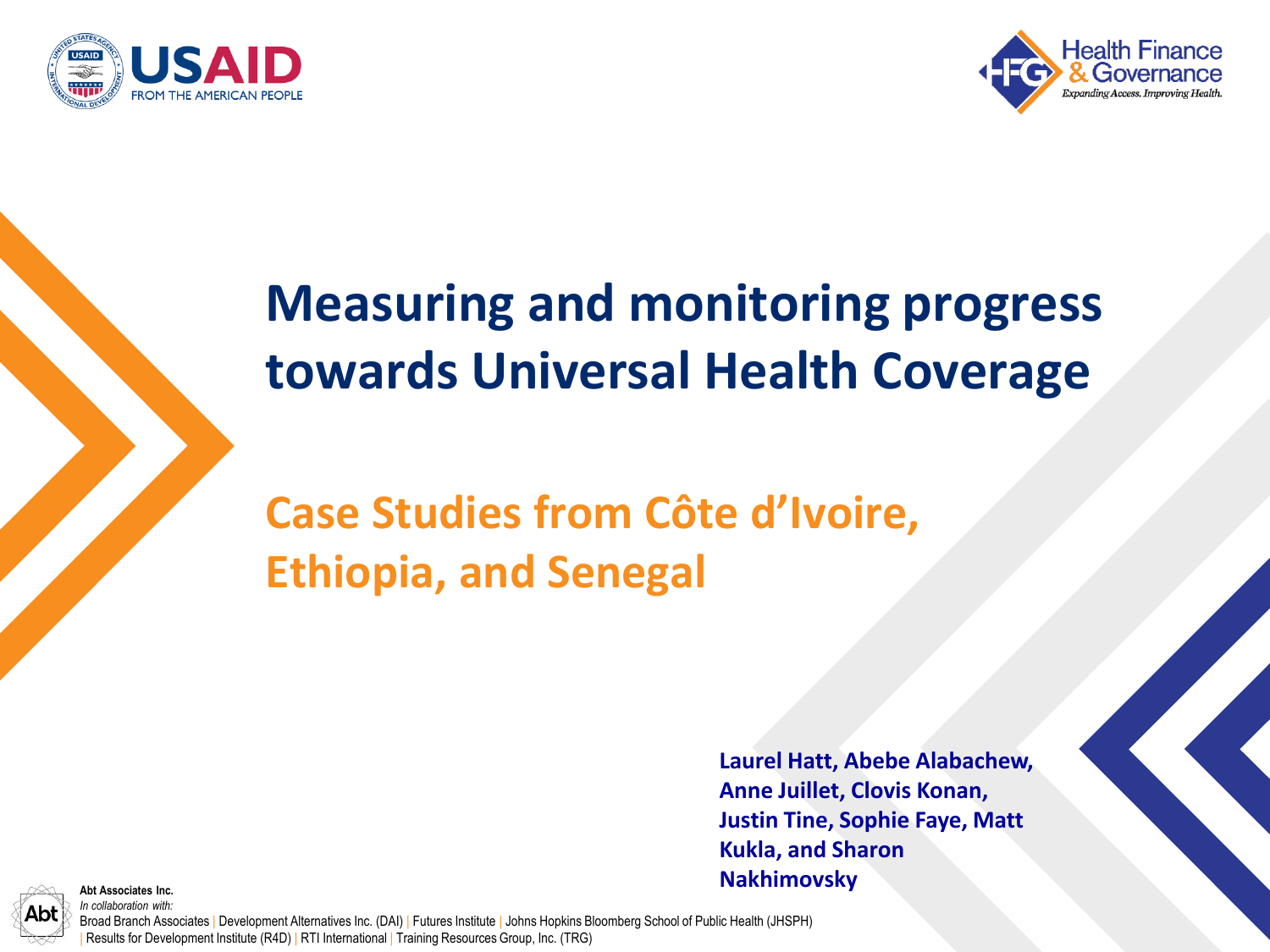USAID
FROM THE AMERICAN PEOPLE

Health Finance & Governance
*Expanding Access. Improving Health.*

# Measuring and monitoring progress towards Universal Health Coverage

## Case Studies from Côte d'Ivoire, Ethiopia, and Senegal

**Laurel Hatt, Abebe Alabachew, Anne Juillet, Clovis Konan, Justin Tine, Sophie Faye, Matt Kukla, and Sharon Nakhimovsky**

**Abt Associates Inc.**
*In collaboration with:*
Broad Branch Associates | Development Alternatives Inc. (DAI) | Futures Institute | Johns Hopkins Bloomberg School of Public Health (JHSPH) | Results for Development Institute (R4D) | RTI International | Training Resources Group, Inc. (TRG)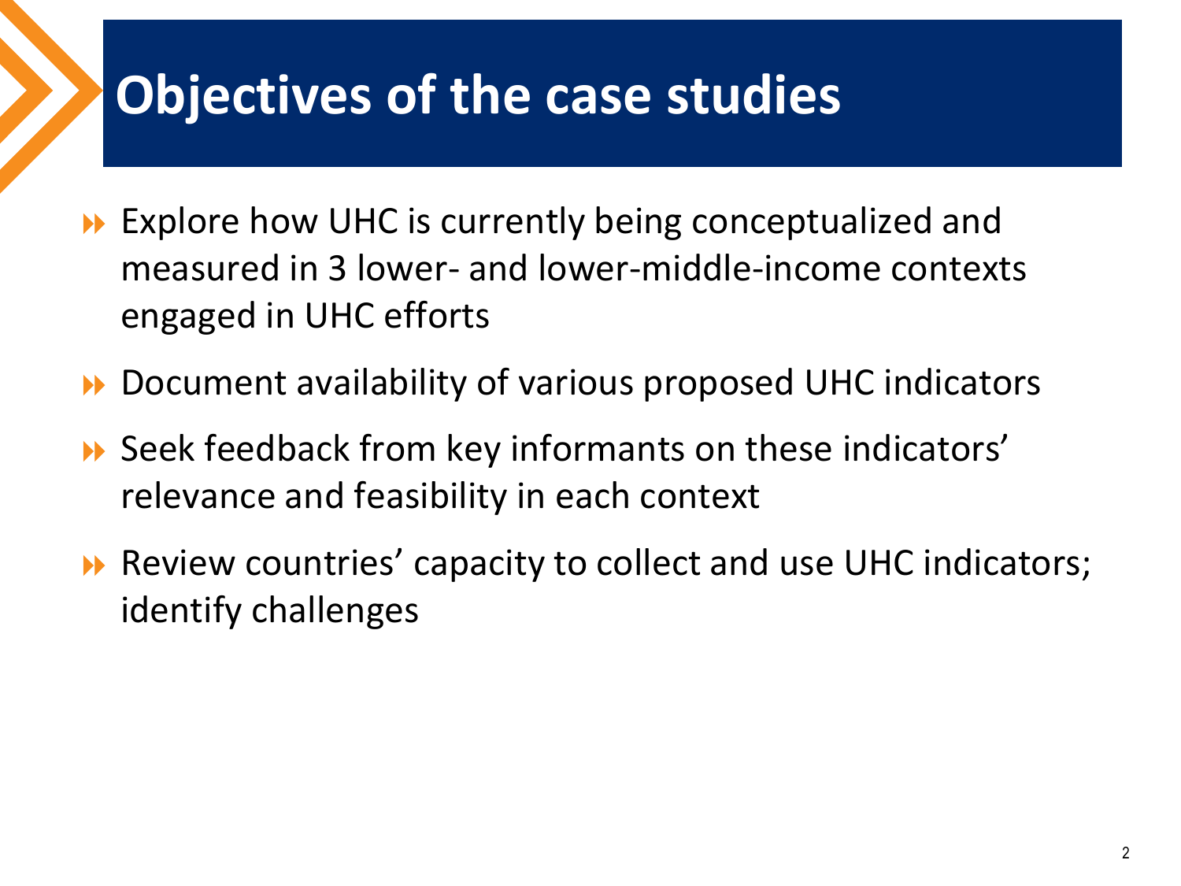# Objectives of the case studies

- Explore how UHC is currently being conceptualized and measured in 3 lower- and lower-middle-income contexts engaged in UHC efforts
- Document availability of various proposed UHC indicators
- Seek feedback from key informants on these indicators' relevance and feasibility in each context
- Review countries' capacity to collect and use UHC indicators; identify challenges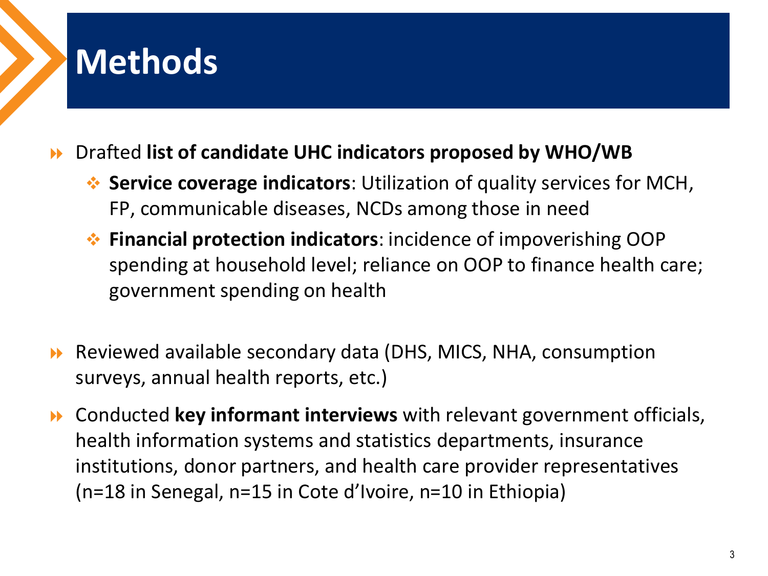# Methods

- Drafted **list of candidate UHC indicators proposed by WHO/WB**
  - **Service coverage indicators**: Utilization of quality services for MCH, FP, communicable diseases, NCDs among those in need
  - **Financial protection indicators**: incidence of impoverishing OOP spending at household level; reliance on OOP to finance health care; government spending on health

- Reviewed available secondary data (DHS, MICS, NHA, consumption surveys, annual health reports, etc.)

- Conducted **key informant interviews** with relevant government officials, health information systems and statistics departments, insurance institutions, donor partners, and health care provider representatives (n=18 in Senegal, n=15 in Cote d'Ivoire, n=10 in Ethiopia)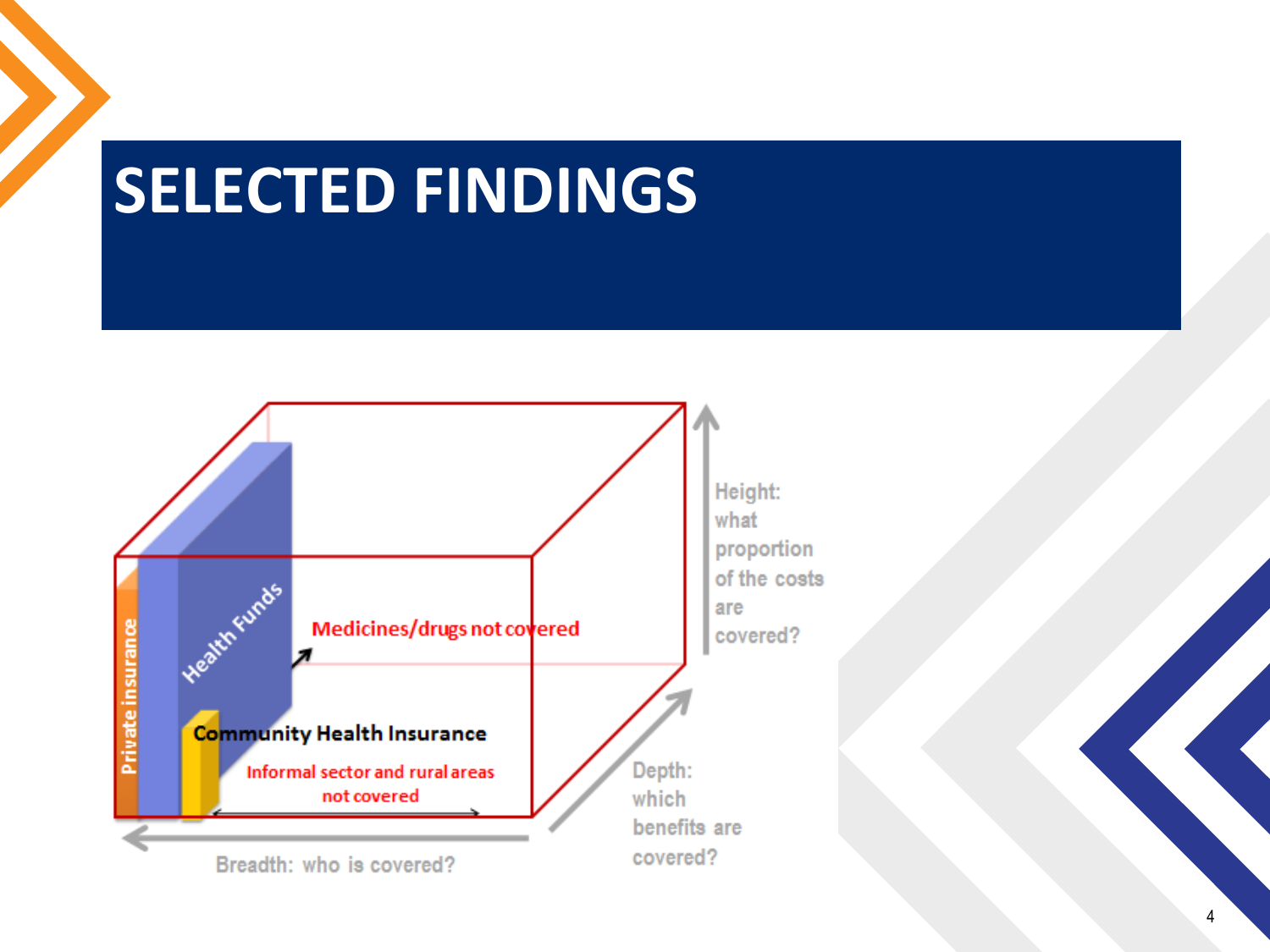# SELECTED FINDINGS

Private insurance

Health Funds

Medicines/drugs not covered

Community Health Insurance

Informal sector and rural areas not covered

Height: what proportion of the costs are covered?

Depth: which benefits are covered?

Breadth: who is covered?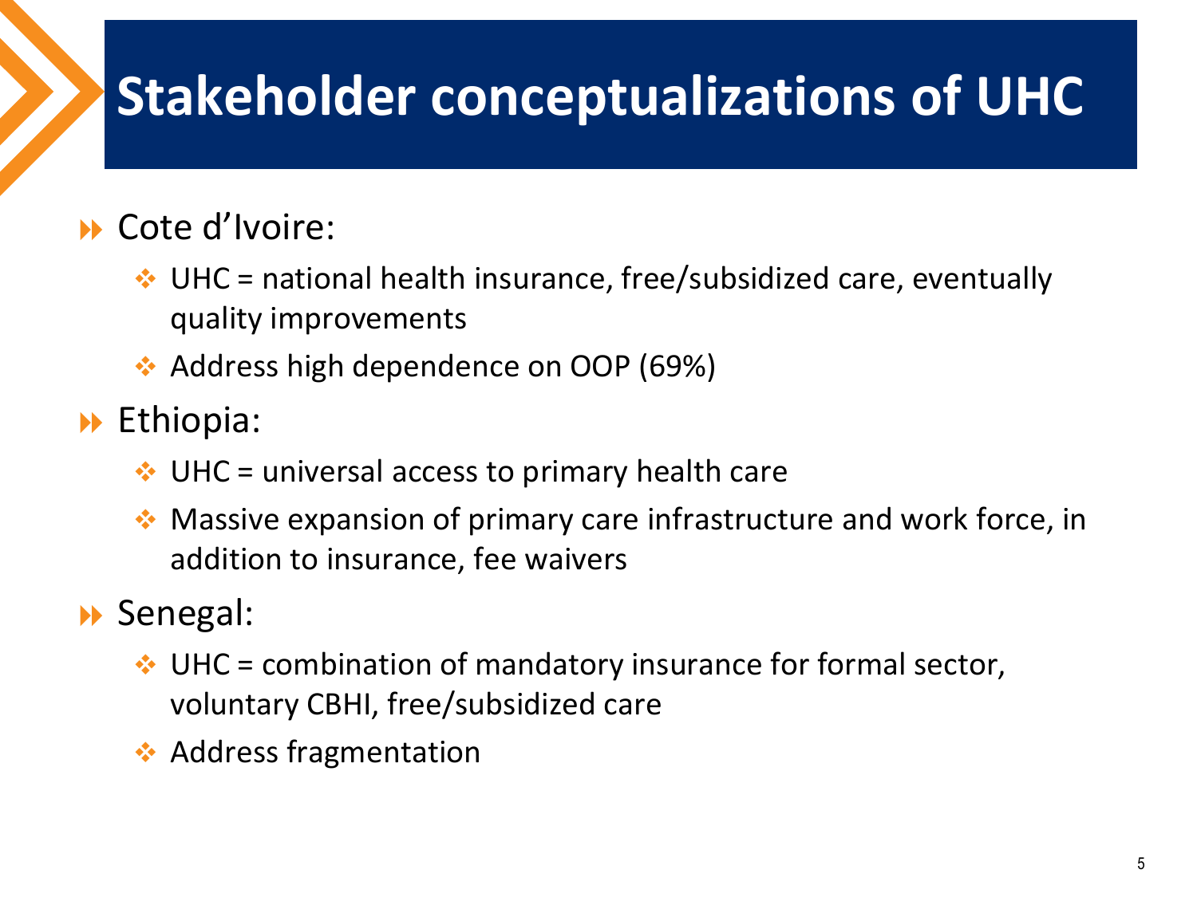# Stakeholder conceptualizations of UHC

- Cote d’Ivoire:
  - UHC = national health insurance, free/subsidized care, eventually quality improvements
  - Address high dependence on OOP (69%)
- Ethiopia:
  - UHC = universal access to primary health care
  - Massive expansion of primary care infrastructure and work force, in addition to insurance, fee waivers
- Senegal:
  - UHC = combination of mandatory insurance for formal sector, voluntary CBHI, free/subsidized care
  - Address fragmentation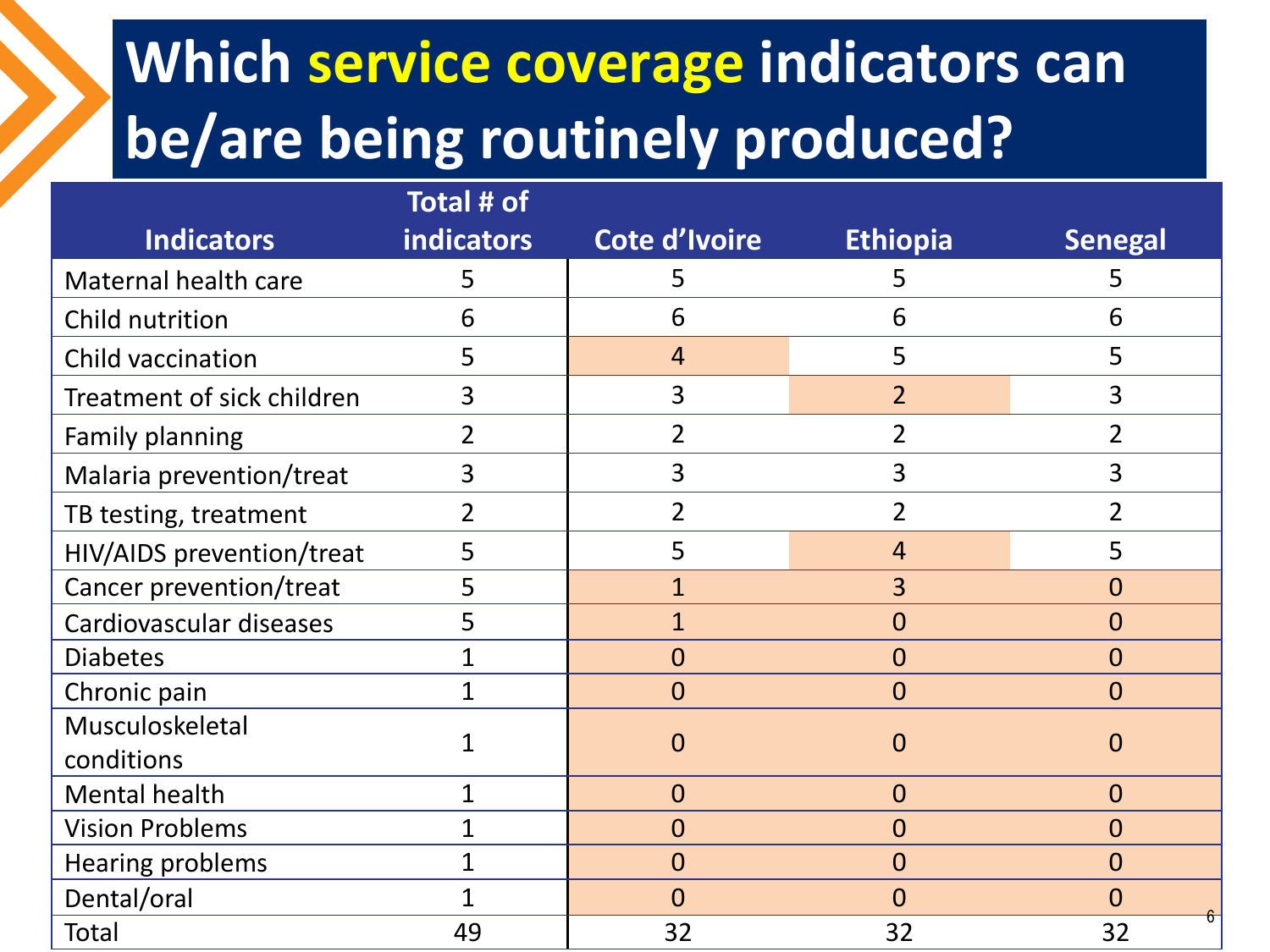# Which service coverage indicators can be/are being routinely produced?

| Indicators | Total # of indicators | Cote d'Ivoire | Ethiopia | Senegal |
|---|---|---|---|---|
| Maternal health care | 5 | 5 | 5 | 5 |
| Child nutrition | 6 | 6 | 6 | 6 |
| Child vaccination | 5 | 4 | 5 | 5 |
| Treatment of sick children | 3 | 3 | 2 | 3 |
| Family planning | 2 | 2 | 2 | 2 |
| Malaria prevention/treat | 3 | 3 | 3 | 3 |
| TB testing, treatment | 2 | 2 | 2 | 2 |
| HIV/AIDS prevention/treat | 5 | 5 | 4 | 5 |
| Cancer prevention/treat | 5 | 1 | 3 | 0 |
| Cardiovascular diseases | 5 | 1 | 0 | 0 |
| Diabetes | 1 | 0 | 0 | 0 |
| Chronic pain | 1 | 0 | 0 | 0 |
| Musculoskeletal conditions | 1 | 0 | 0 | 0 |
| Mental health | 1 | 0 | 0 | 0 |
| Vision Problems | 1 | 0 | 0 | 0 |
| Hearing problems | 1 | 0 | 0 | 0 |
| Dental/oral | 1 | 0 | 0 | 0 |
| Total | 49 | 32 | 32 | 32 |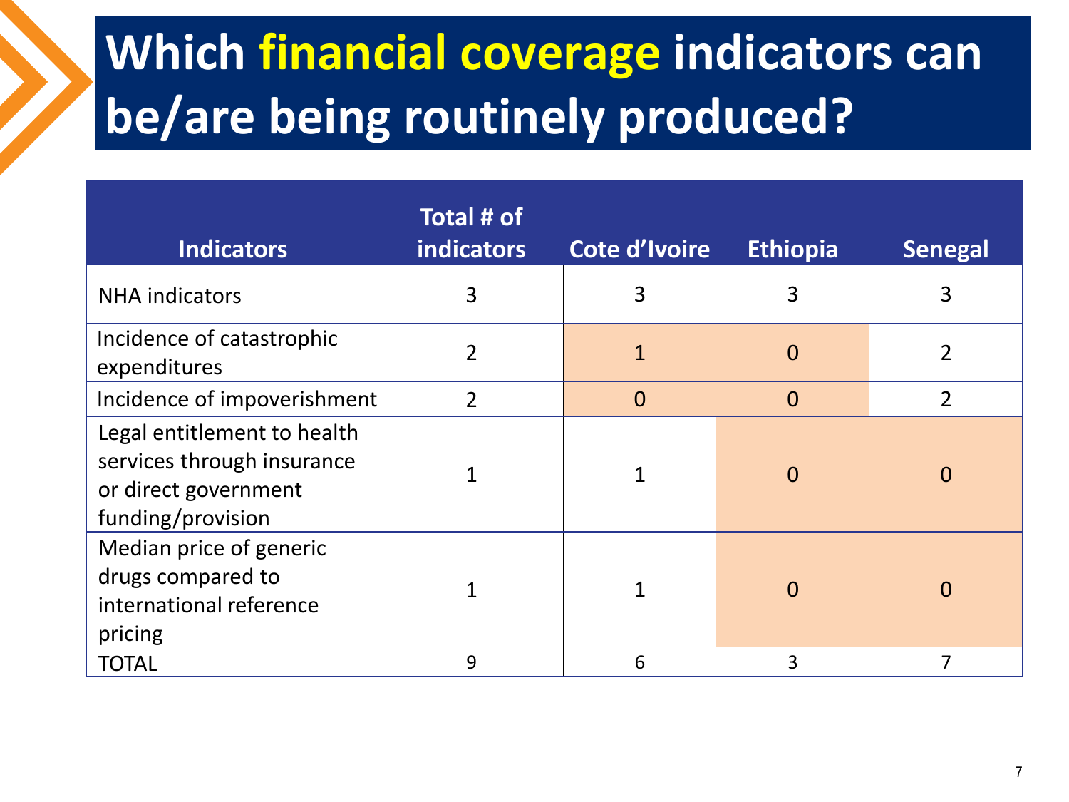# Which financial coverage indicators can be/are being routinely produced?

| Indicators | Total # of indicators | Cote d'Ivoire | Ethiopia | Senegal |
|---|---|---|---|---|
| NHA indicators | 3 | 3 | 3 | 3 |
| Incidence of catastrophic expenditures | 2 | 1 | 0 | 2 |
| Incidence of impoverishment | 2 | 0 | 0 | 2 |
| Legal entitlement to health services through insurance or direct government funding/provision | 1 | 1 | 0 | 0 |
| Median price of generic drugs compared to international reference pricing | 1 | 1 | 0 | 0 |
| TOTAL | 9 | 6 | 3 | 7 |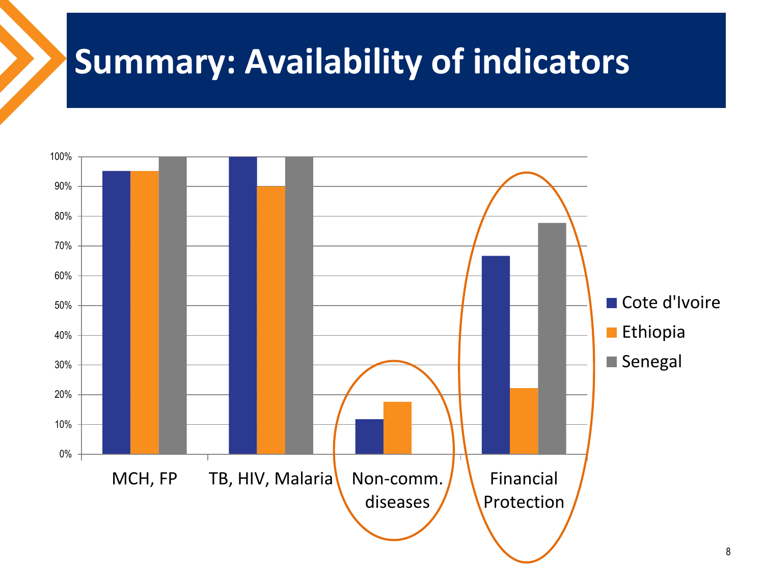# Summary: Availability of indicators

100%
90%
80%
70%
60%
50%
40%
30%
20%
10%
0%

MCH, FP
TB, HIV, Malaria
Non-comm. diseases
Financial Protection

Cote d'Ivoire
Ethiopia
Senegal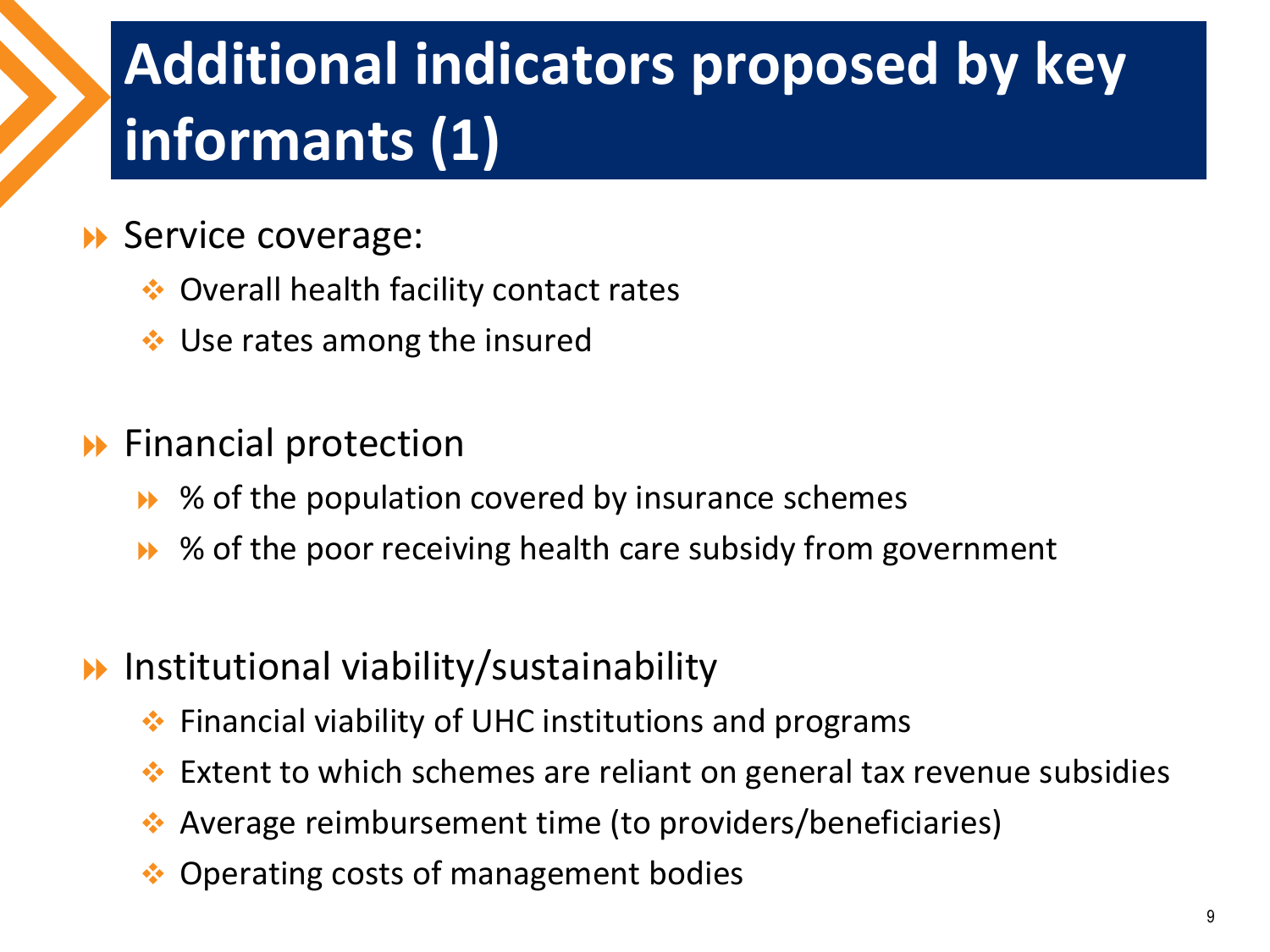# Additional indicators proposed by key informants (1)

- Service coverage:
  - Overall health facility contact rates
  - Use rates among the insured

- Financial protection
  - % of the population covered by insurance schemes
  - % of the poor receiving health care subsidy from government

- Institutional viability/sustainability
  - Financial viability of UHC institutions and programs
  - Extent to which schemes are reliant on general tax revenue subsidies
  - Average reimbursement time (to providers/beneficiaries)
  - Operating costs of management bodies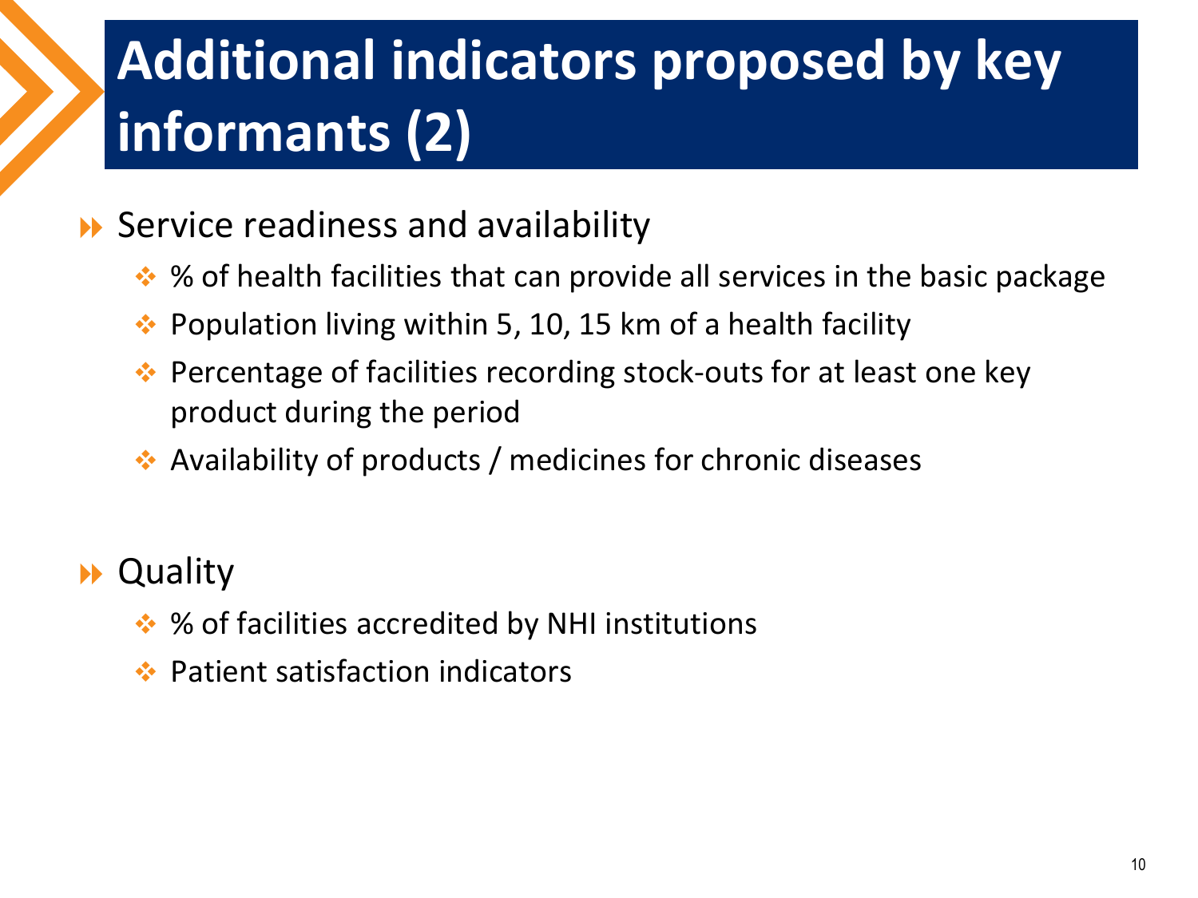# Additional indicators proposed by key informants (2)

- Service readiness and availability
  - % of health facilities that can provide all services in the basic package
  - Population living within 5, 10, 15 km of a health facility
  - Percentage of facilities recording stock-outs for at least one key product during the period
  - Availability of products / medicines for chronic diseases

- Quality
  - % of facilities accredited by NHI institutions
  - Patient satisfaction indicators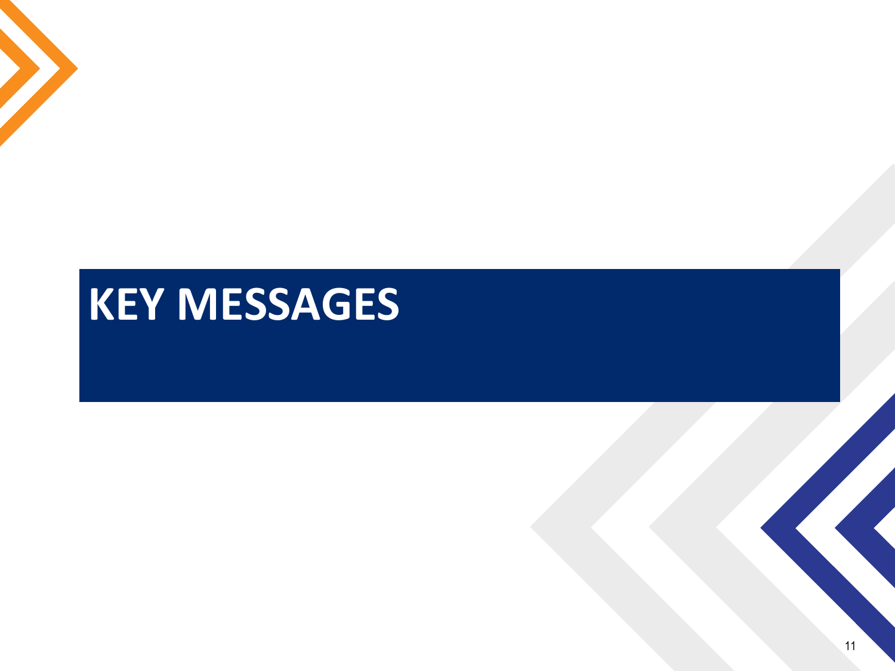# KEY MESSAGES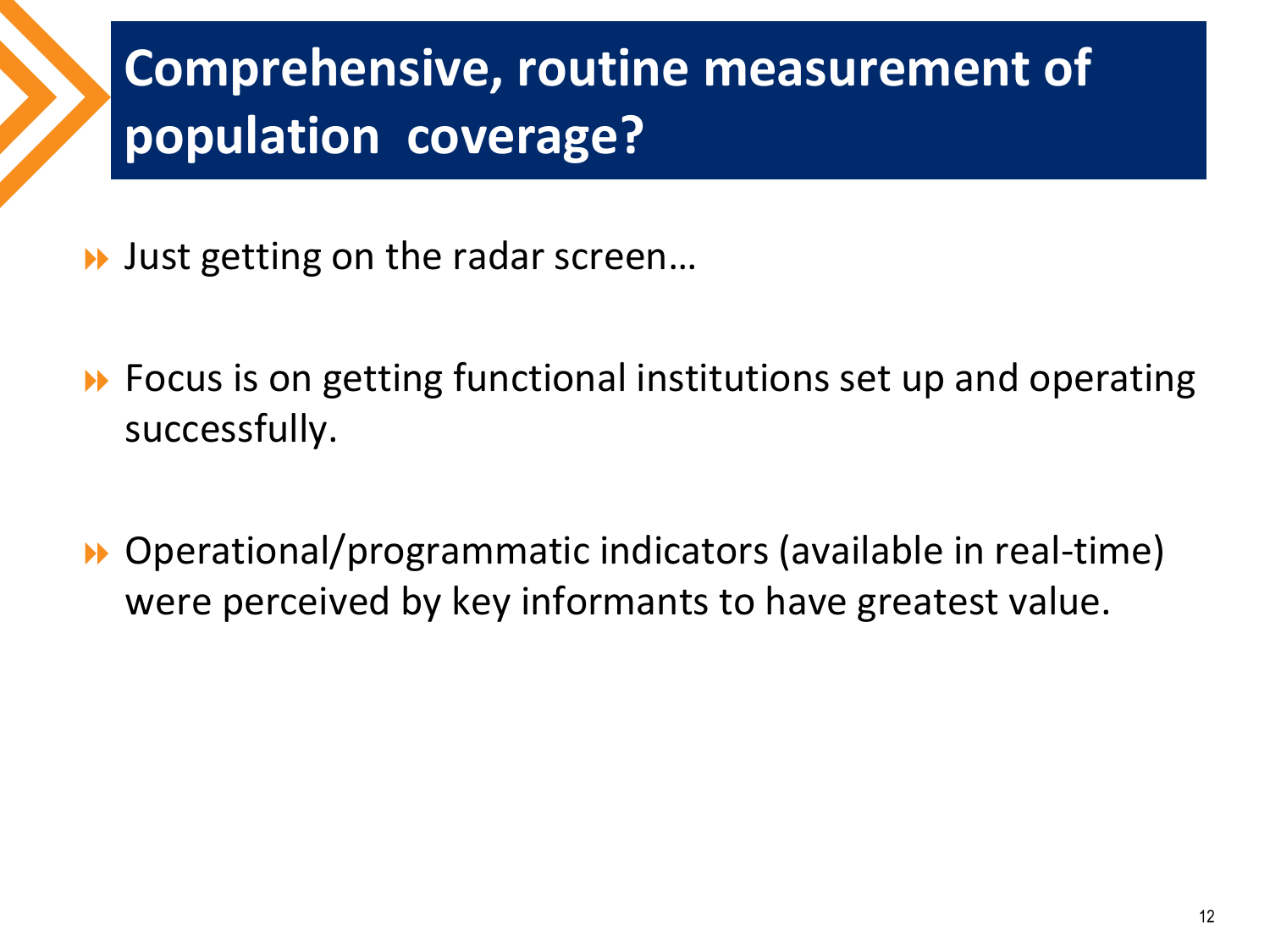# Comprehensive, routine measurement of population coverage?

- Just getting on the radar screen…
- Focus is on getting functional institutions set up and operating successfully.
- Operational/programmatic indicators (available in real-time) were perceived by key informants to have greatest value.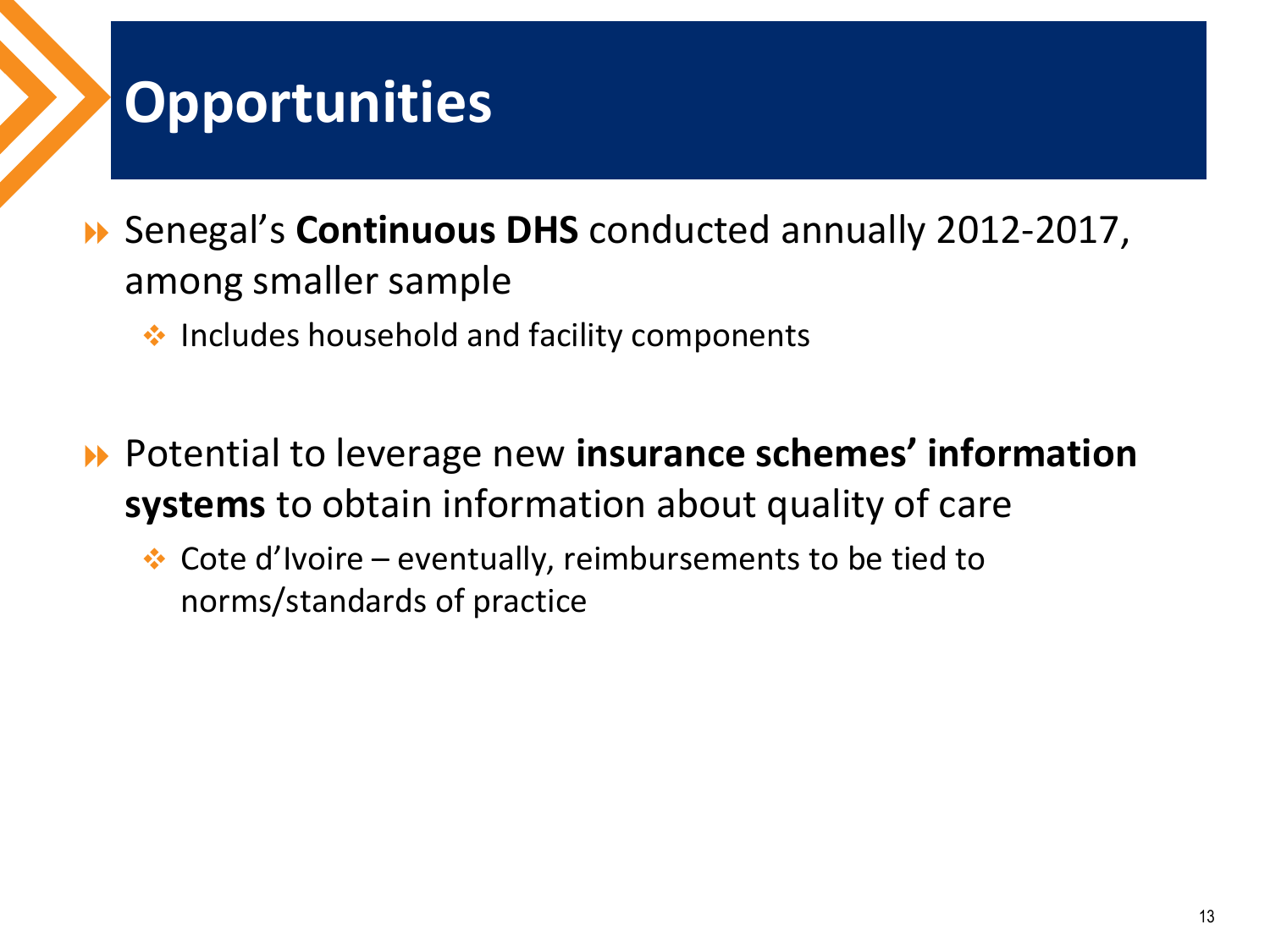# Opportunities

- Senegal's **Continuous DHS** conducted annually 2012-2017, among smaller sample
  - Includes household and facility components

- Potential to leverage new **insurance schemes' information systems** to obtain information about quality of care
  - Cote d'Ivoire – eventually, reimbursements to be tied to norms/standards of practice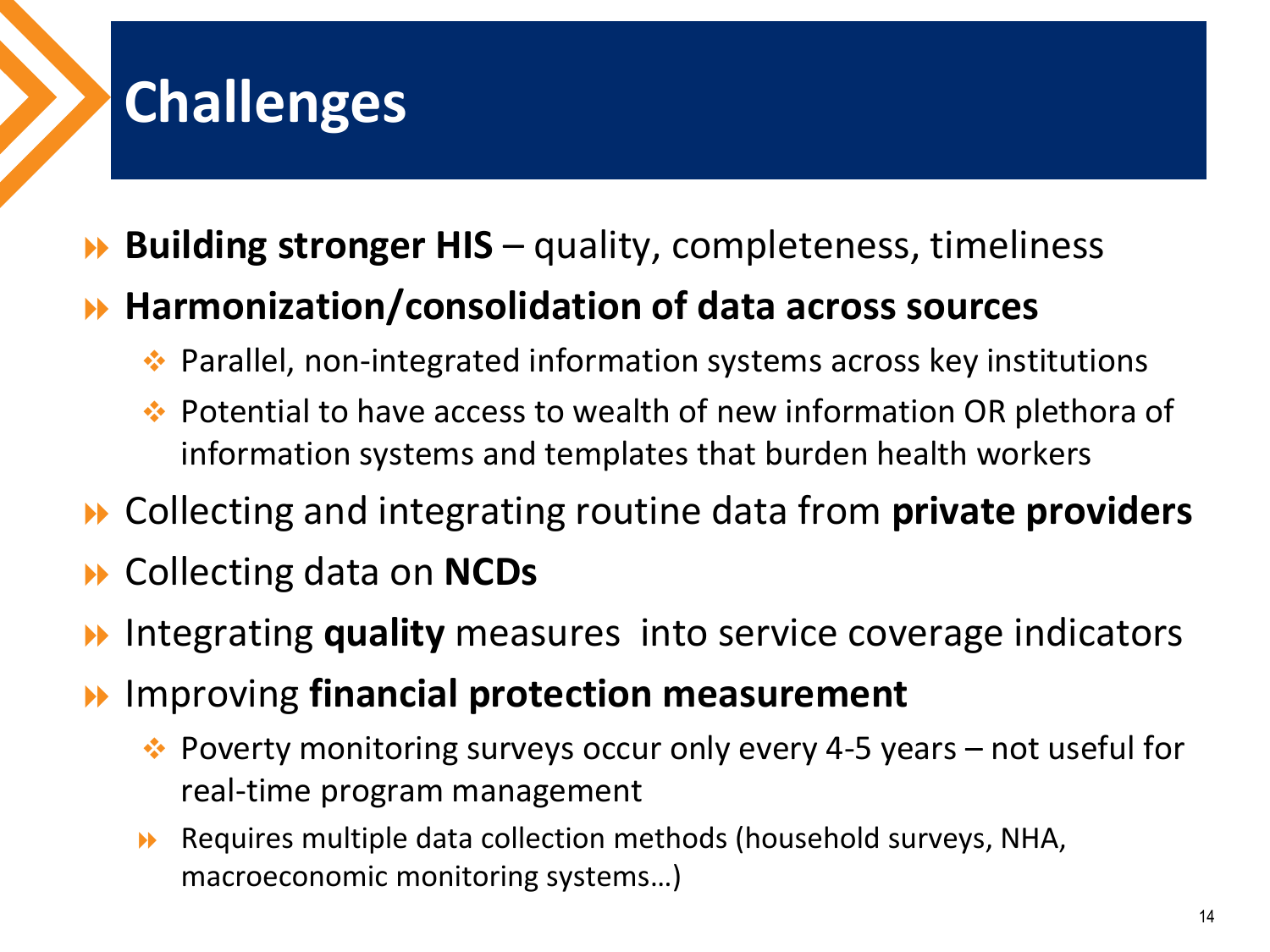# Challenges

- **Building stronger HIS** – quality, completeness, timeliness
- **Harmonization/consolidation of data across sources**
  - Parallel, non-integrated information systems across key institutions
  - Potential to have access to wealth of new information OR plethora of information systems and templates that burden health workers
- Collecting and integrating routine data from **private providers**
- Collecting data on **NCDs**
- Integrating **quality** measures into service coverage indicators
- Improving **financial protection measurement**
  - Poverty monitoring surveys occur only every 4-5 years – not useful for real-time program management
  - Requires multiple data collection methods (household surveys, NHA, macroeconomic monitoring systems…)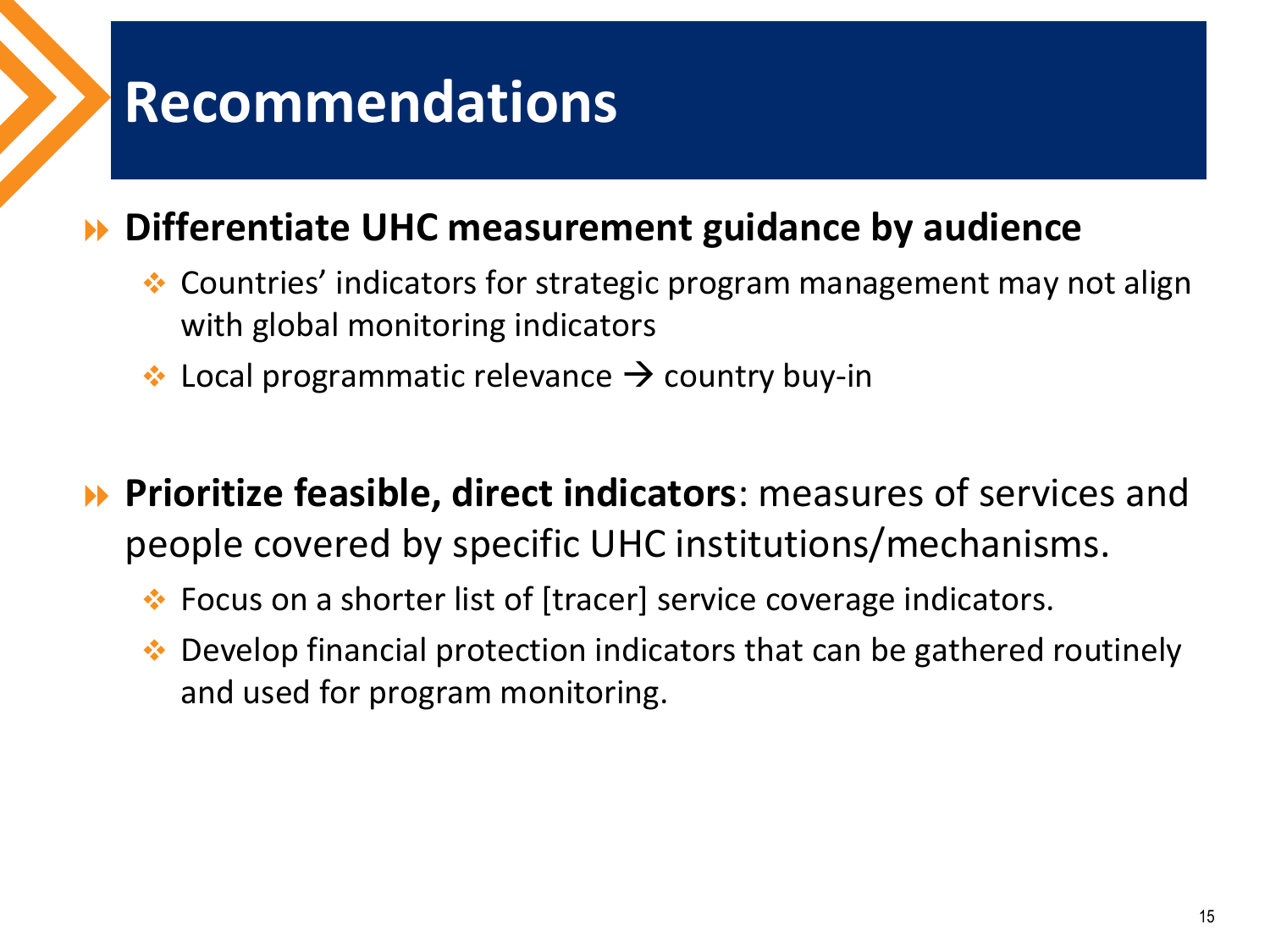# Recommendations

- **Differentiate UHC measurement guidance by audience**
  - Countries' indicators for strategic program management may not align with global monitoring indicators
  - Local programmatic relevance → country buy-in

- **Prioritize feasible, direct indicators**: measures of services and people covered by specific UHC institutions/mechanisms.
  - Focus on a shorter list of [tracer] service coverage indicators.
  - Develop financial protection indicators that can be gathered routinely and used for program monitoring.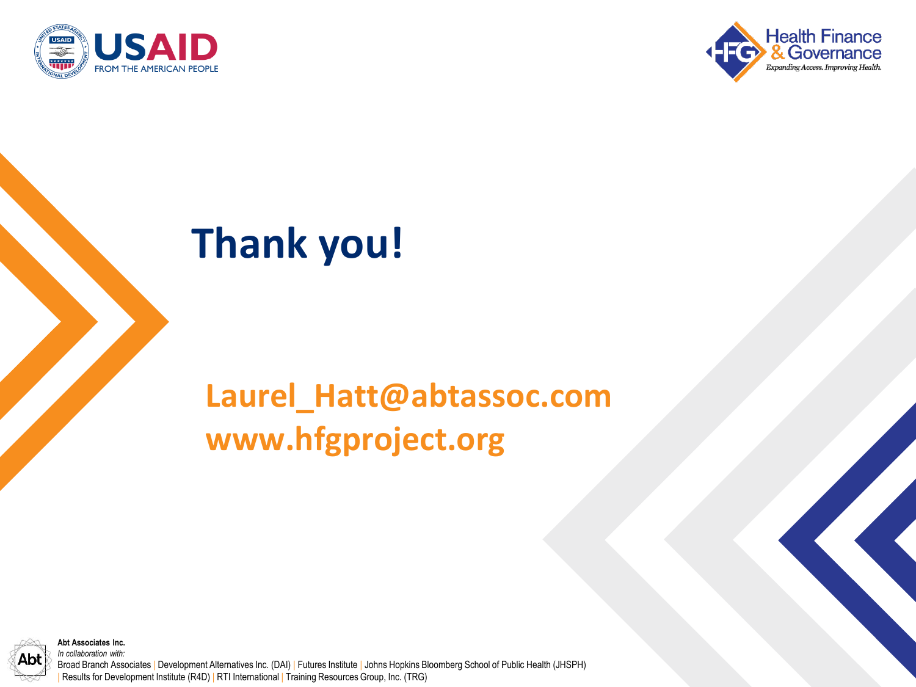# Thank you!

**Laurel_Hatt@abtassoc.com**
**www.hfgproject.org**

**Abt Associates Inc.**
*In collaboration with:*
Broad Branch Associates | Development Alternatives Inc. (DAI) | Futures Institute | Johns Hopkins Bloomberg School of Public Health (JHSPH) | Results for Development Institute (R4D) | RTI International | Training Resources Group, Inc. (TRG)